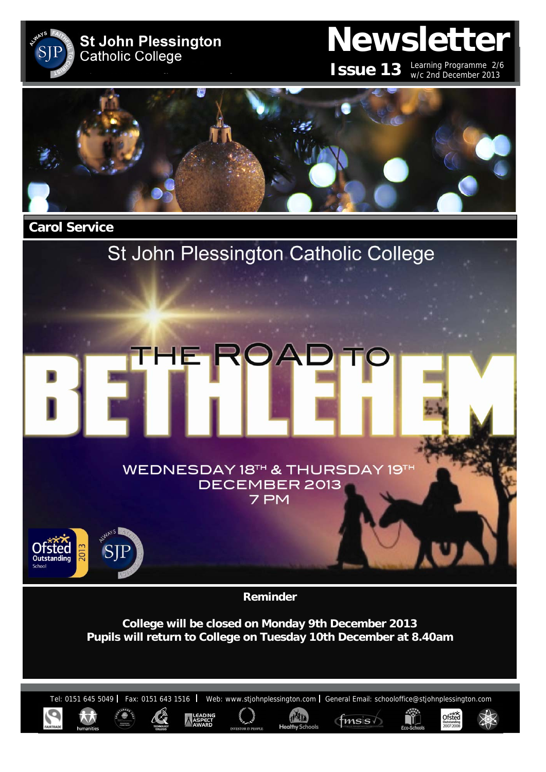# St John Plessington Catholic College

## Newsletter

**Issue 13** Learning Programme 2/6 w/c 2nd December 2013

## Carol Service

St John Plessington Catholic College

THE ROAD TO BETHLEHEM

WEDNESDAY 18TH & THURSDAY 19TH DECEMBER 2013
7 PM

**Reminder**

**College will be closed on Monday 9th December 2013**
**Pupils will return to College on Tuesday 10th December at 8.40am**

Tel: 0151 645 5049 | Fax: 0151 643 1516 | Web: www.stjohnplessington.com | General Email: schooloffice@stjohnplessington.com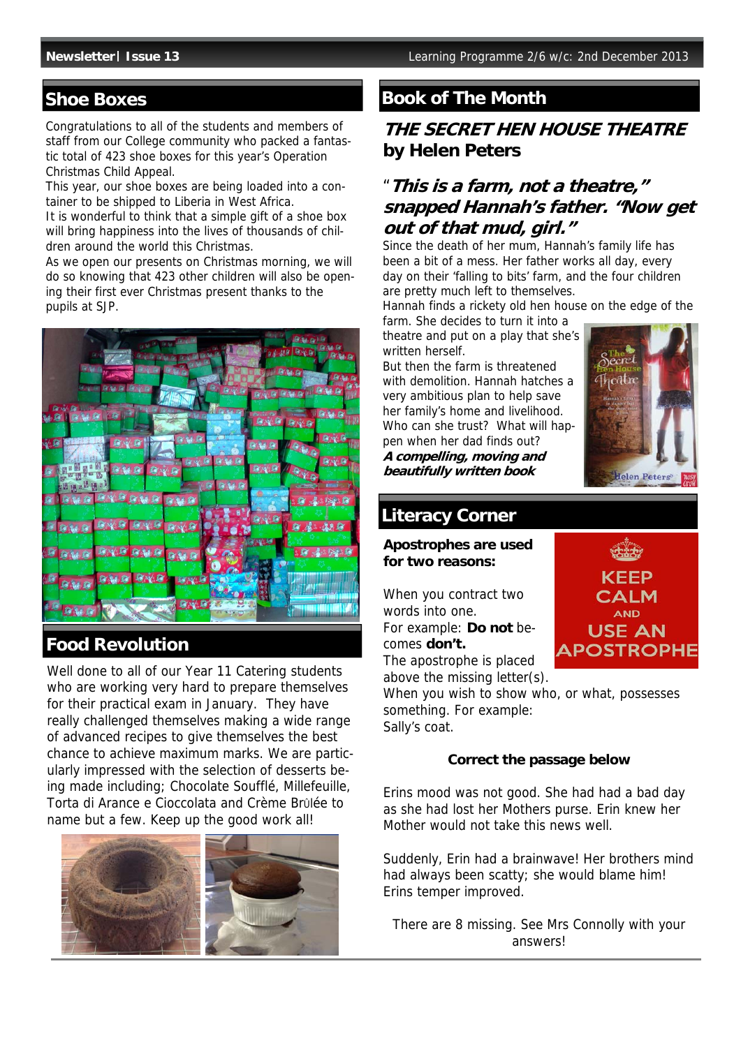## Shoe Boxes

Congratulations to all of the students and members of staff from our College community who packed a fantastic total of 423 shoe boxes for this year's Operation Christmas Child Appeal.

This year, our shoe boxes are being loaded into a container to be shipped to Liberia in West Africa.

It is wonderful to think that a simple gift of a shoe box will bring happiness into the lives of thousands of children around the world this Christmas.

As we open our presents on Christmas morning, we will do so knowing that 423 other children will also be opening their first ever Christmas present thanks to the pupils at SJP.

## Food Revolution

Well done to all of our Year 11 Catering students who are working very hard to prepare themselves for their practical exam in January. They have really challenged themselves making a wide range of advanced recipes to give themselves the best chance to achieve maximum marks. We are particularly impressed with the selection of desserts being made including; Chocolate Soufflé, Millefeuille, Torta di Arance e Cioccolata and Crème Brûlée to name but a few. Keep up the good work all!

## Book of The Month

### *THE SECRET HEN HOUSE THEATRE* by Helen Peters

***"This is a farm, not a theatre," snapped Hannah's father. "Now get out of that mud, girl."***

Since the death of her mum, Hannah's family life has been a bit of a mess. Her father works all day, every day on their 'falling to bits' farm, and the four children are pretty much left to themselves.

Hannah finds a rickety old hen house on the edge of the farm. She decides to turn it into a theatre and put on a play that she's written herself.

But then the farm is threatened with demolition. Hannah hatches a very ambitious plan to help save her family's home and livelihood. Who can she trust? What will happen when her dad finds out?

***A compelling, moving and beautifully written book***

## Literacy Corner

**Apostrophes are used for two reasons:**

When you contract two words into one.

For example: **Do not** becomes **don't.**

The apostrophe is placed above the missing letter(s).

When you wish to show who, or what, possesses something. For example:

Sally's coat.

**Correct the passage below**

Erins mood was not good. She had had a bad day as she had lost her Mothers purse. Erin knew her Mother would not take this news well.

Suddenly, Erin had a brainwave! Her brothers mind had always been scatty; she would blame him! Erins temper improved.

There are 8 missing. See Mrs Connolly with your answers!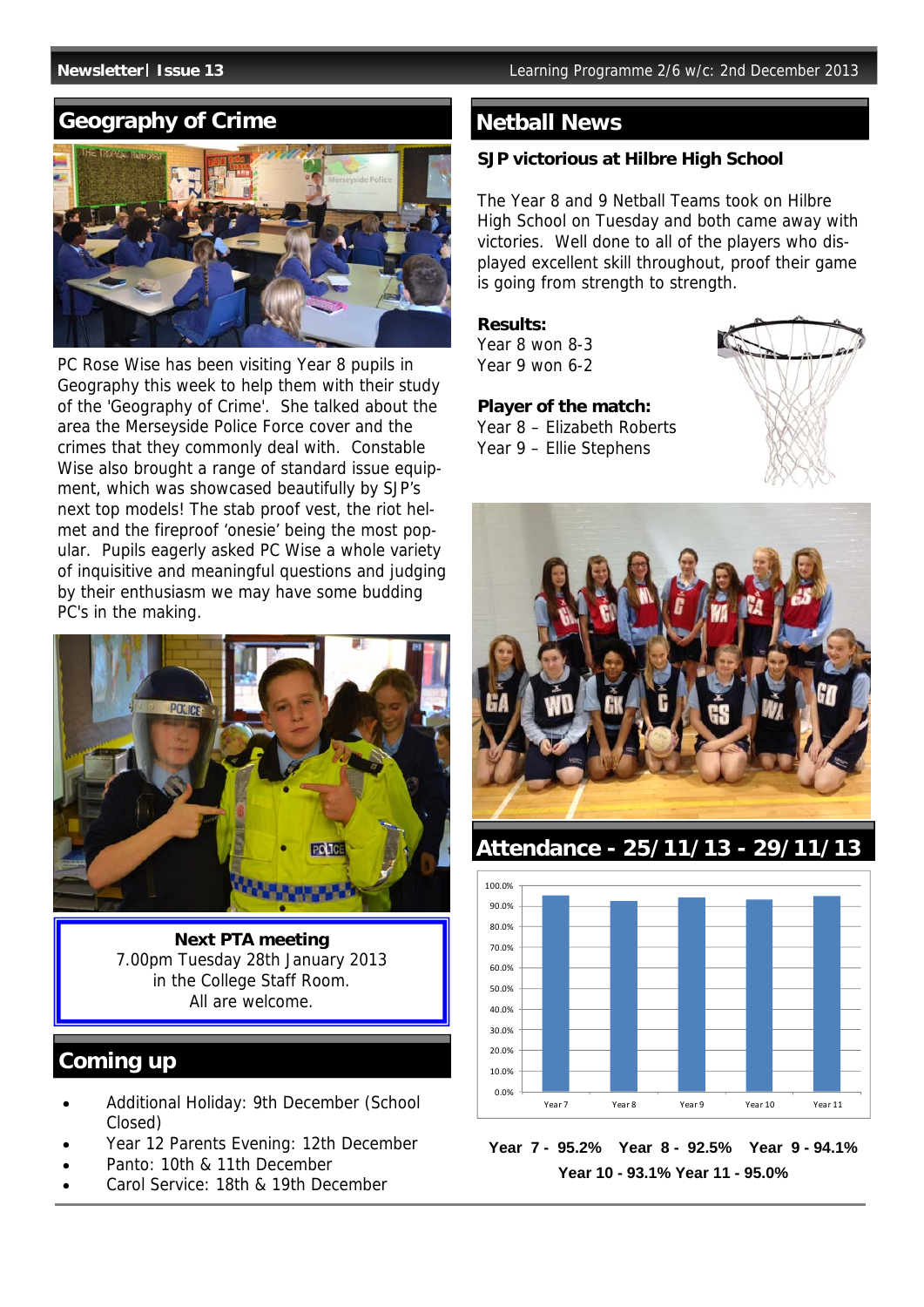## Geography of Crime

PC Rose Wise has been visiting Year 8 pupils in Geography this week to help them with their study of the 'Geography of Crime'. She talked about the area the Merseyside Police Force cover and the crimes that they commonly deal with. Constable Wise also brought a range of standard issue equipment, which was showcased beautifully by SJP's next top models! The stab proof vest, the riot helmet and the fireproof 'onesie' being the most popular. Pupils eagerly asked PC Wise a whole variety of inquisitive and meaningful questions and judging by their enthusiasm we may have some budding PC's in the making.

**Next PTA meeting**
7.00pm Tuesday 28th January 2013
in the College Staff Room.
All are welcome.

## Coming up

- Additional Holiday: 9th December (School Closed)
- Year 12 Parents Evening: 12th December
- Panto: 10th & 11th December
- Carol Service: 18th & 19th December

## Netball News

### SJP victorious at Hilbre High School

The Year 8 and 9 Netball Teams took on Hilbre High School on Tuesday and both came away with victories. Well done to all of the players who displayed excellent skill throughout, proof their game is going from strength to strength.

**Results:**
Year 8 won 8-3
Year 9 won 6-2

**Player of the match:**
Year 8 – Elizabeth Roberts
Year 9 – Ellie Stephens

## Attendance - 25/11/13 - 29/11/13

**Year 7 - 95.2% Year 8 - 92.5% Year 9 - 94.1%**
**Year 10 - 93.1% Year 11 - 95.0%**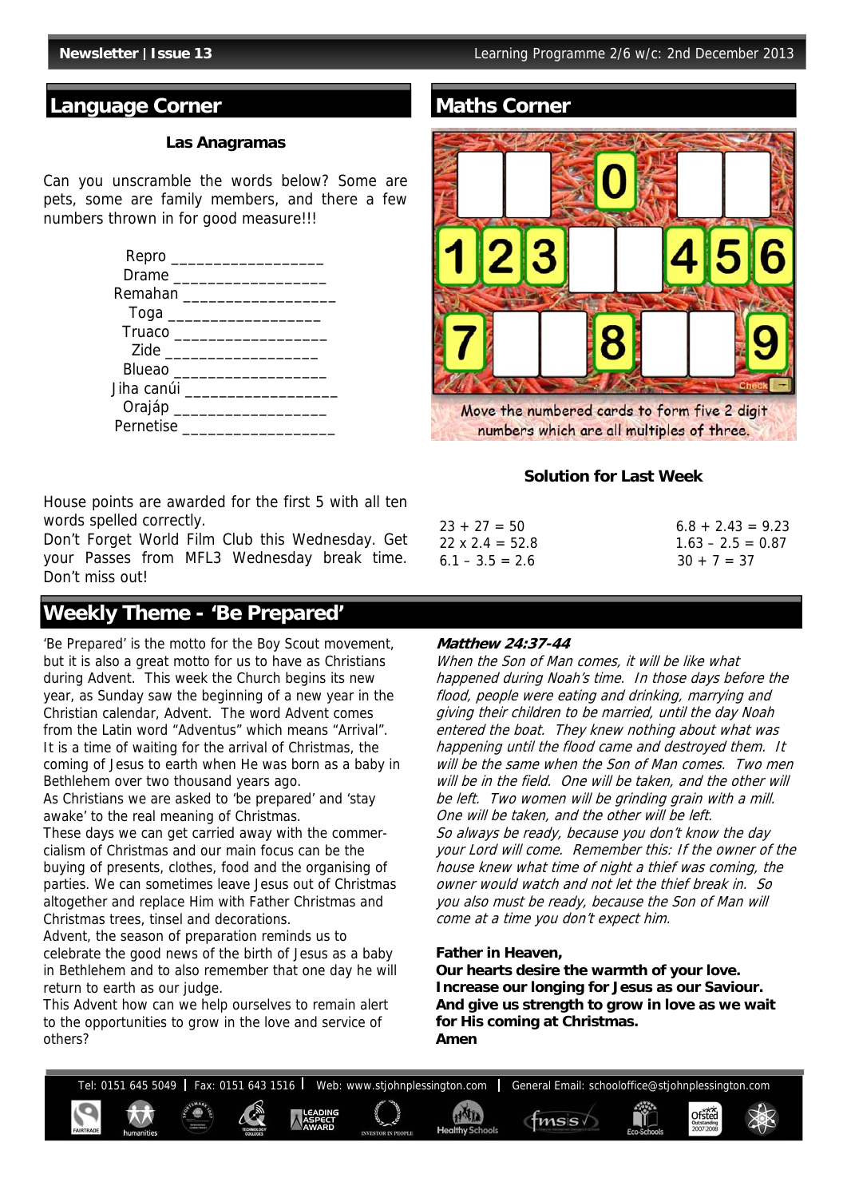Newsletter | Issue 13 — Learning Programme 2/6 w/c: 2nd December 2013

## Language Corner

**Las Anagramas**

Can you unscramble the words below? Some are pets, some are family members, and there a few numbers thrown in for good measure!!!

Repro __________________
Drame __________________
Remahan __________________
Toga __________________
Truaco __________________
Zide __________________
Blueao __________________
Jiha canúi __________________
Orajáp __________________
Pernetise __________________

House points are awarded for the first 5 with all ten words spelled correctly.

Don't Forget World Film Club this Wednesday. Get your Passes from MFL3 Wednesday break time. Don't miss out!

## Maths Corner

0

1 2 3 4 5 6

7 8 9

Check

Move the numbered cards to form five 2 digit numbers which are all multiples of three.

**Solution for Last Week**

| | |
|---|---|
| 23 + 27 = 50 | 6.8 + 2.43 = 9.23 |
| 22 x 2.4 = 52.8 | 1.63 – 2.5 = 0.87 |
| 6.1 – 3.5 = 2.6 | 30 + 7 = 37 |

## Weekly Theme - 'Be Prepared'

'Be Prepared' is the motto for the Boy Scout movement, but it is also a great motto for us to have as Christians during Advent. This week the Church begins its new year, as Sunday saw the beginning of a new year in the Christian calendar, Advent. The word Advent comes from the Latin word "Adventus" which means "Arrival". It is a time of waiting for the arrival of Christmas, the coming of Jesus to earth when He was born as a baby in Bethlehem over two thousand years ago.

As Christians we are asked to 'be prepared' and 'stay awake' to the real meaning of Christmas.

These days we can get carried away with the commercialism of Christmas and our main focus can be the buying of presents, clothes, food and the organising of parties. We can sometimes leave Jesus out of Christmas altogether and replace Him with Father Christmas and Christmas trees, tinsel and decorations.

Advent, the season of preparation reminds us to celebrate the good news of the birth of Jesus as a baby in Bethlehem and to also remember that one day he will return to earth as our judge.

This Advent how can we help ourselves to remain alert to the opportunities to grow in the love and service of others?

***Matthew 24:37-44***

*When the Son of Man comes, it will be like what happened during Noah's time. In those days before the flood, people were eating and drinking, marrying and giving their children to be married, until the day Noah entered the boat. They knew nothing about what was happening until the flood came and destroyed them. It will be the same when the Son of Man comes. Two men will be in the field. One will be taken, and the other will be left. Two women will be grinding grain with a mill. One will be taken, and the other will be left.*

*So always be ready, because you don't know the day your Lord will come. Remember this: If the owner of the house knew what time of night a thief was coming, the owner would watch and not let the thief break in. So you also must be ready, because the Son of Man will come at a time you don't expect him.*

**Father in Heaven,**
**Our hearts desire the warmth of your love.**
**Increase our longing for Jesus as our Saviour.**
**And give us strength to grow in love as we wait for His coming at Christmas.**
**Amen**

Tel: 0151 645 5049 | Fax: 0151 643 1516 | Web: www.stjohnplessington.com | General Email: schooloffice@stjohnplessington.com